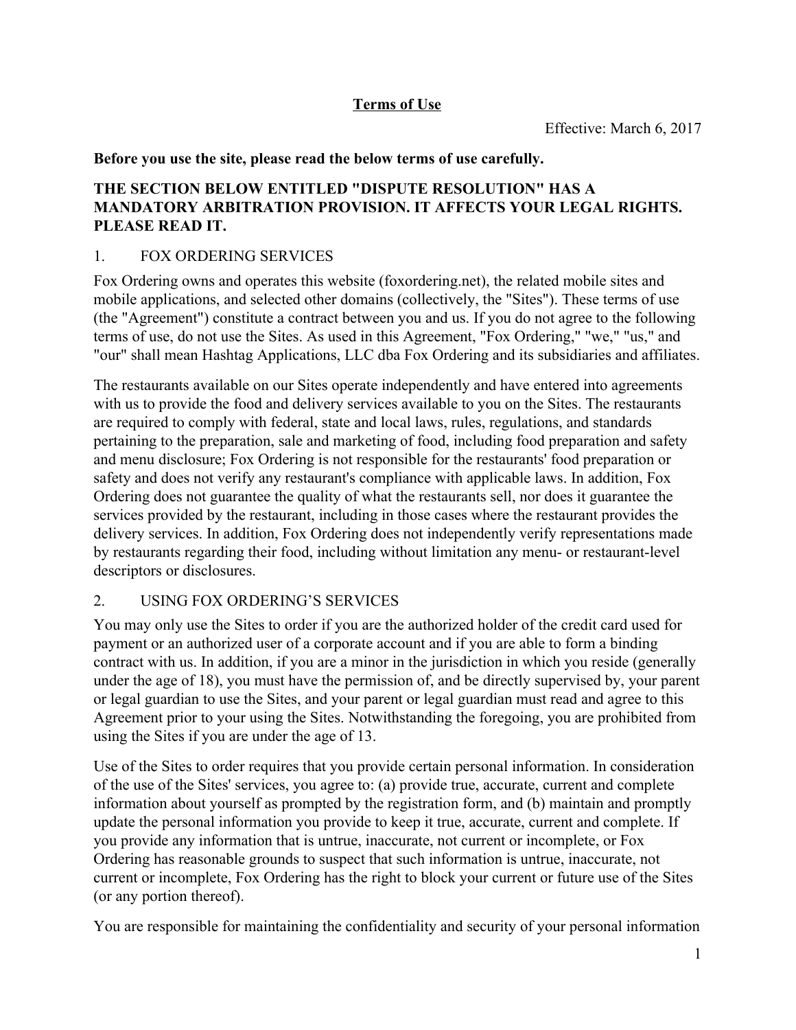# Terms of Use

Effective: March 6, 2017

**Before you use the site, please read the below terms of use carefully.**

**THE SECTION BELOW ENTITLED "DISPUTE RESOLUTION" HAS A MANDATORY ARBITRATION PROVISION. IT AFFECTS YOUR LEGAL RIGHTS. PLEASE READ IT.**

## 1. FOX ORDERING SERVICES

Fox Ordering owns and operates this website (foxordering.net), the related mobile sites and mobile applications, and selected other domains (collectively, the "Sites"). These terms of use (the "Agreement") constitute a contract between you and us. If you do not agree to the following terms of use, do not use the Sites. As used in this Agreement, "Fox Ordering," "we," "us," and "our" shall mean Hashtag Applications, LLC dba Fox Ordering and its subsidiaries and affiliates.

The restaurants available on our Sites operate independently and have entered into agreements with us to provide the food and delivery services available to you on the Sites. The restaurants are required to comply with federal, state and local laws, rules, regulations, and standards pertaining to the preparation, sale and marketing of food, including food preparation and safety and menu disclosure; Fox Ordering is not responsible for the restaurants' food preparation or safety and does not verify any restaurant's compliance with applicable laws. In addition, Fox Ordering does not guarantee the quality of what the restaurants sell, nor does it guarantee the services provided by the restaurant, including in those cases where the restaurant provides the delivery services. In addition, Fox Ordering does not independently verify representations made by restaurants regarding their food, including without limitation any menu- or restaurant-level descriptors or disclosures.

## 2. USING FOX ORDERING'S SERVICES

You may only use the Sites to order if you are the authorized holder of the credit card used for payment or an authorized user of a corporate account and if you are able to form a binding contract with us. In addition, if you are a minor in the jurisdiction in which you reside (generally under the age of 18), you must have the permission of, and be directly supervised by, your parent or legal guardian to use the Sites, and your parent or legal guardian must read and agree to this Agreement prior to your using the Sites. Notwithstanding the foregoing, you are prohibited from using the Sites if you are under the age of 13.

Use of the Sites to order requires that you provide certain personal information. In consideration of the use of the Sites' services, you agree to: (a) provide true, accurate, current and complete information about yourself as prompted by the registration form, and (b) maintain and promptly update the personal information you provide to keep it true, accurate, current and complete. If you provide any information that is untrue, inaccurate, not current or incomplete, or Fox Ordering has reasonable grounds to suspect that such information is untrue, inaccurate, not current or incomplete, Fox Ordering has the right to block your current or future use of the Sites (or any portion thereof).

You are responsible for maintaining the confidentiality and security of your personal information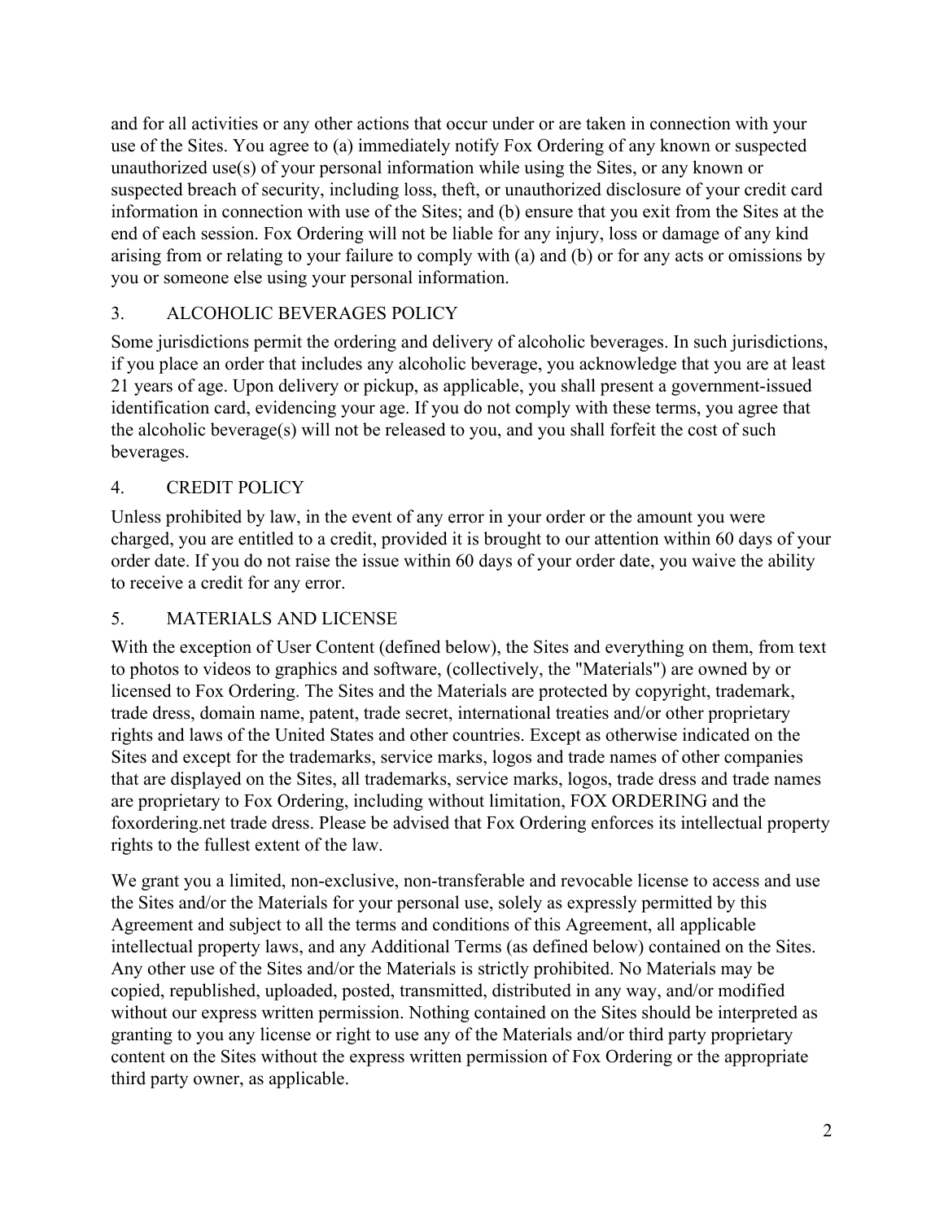and for all activities or any other actions that occur under or are taken in connection with your use of the Sites. You agree to (a) immediately notify Fox Ordering of any known or suspected unauthorized use(s) of your personal information while using the Sites, or any known or suspected breach of security, including loss, theft, or unauthorized disclosure of your credit card information in connection with use of the Sites; and (b) ensure that you exit from the Sites at the end of each session. Fox Ordering will not be liable for any injury, loss or damage of any kind arising from or relating to your failure to comply with (a) and (b) or for any acts or omissions by you or someone else using your personal information.

## 3. ALCOHOLIC BEVERAGES POLICY

Some jurisdictions permit the ordering and delivery of alcoholic beverages. In such jurisdictions, if you place an order that includes any alcoholic beverage, you acknowledge that you are at least 21 years of age. Upon delivery or pickup, as applicable, you shall present a government-issued identification card, evidencing your age. If you do not comply with these terms, you agree that the alcoholic beverage(s) will not be released to you, and you shall forfeit the cost of such beverages.

## 4. CREDIT POLICY

Unless prohibited by law, in the event of any error in your order or the amount you were charged, you are entitled to a credit, provided it is brought to our attention within 60 days of your order date. If you do not raise the issue within 60 days of your order date, you waive the ability to receive a credit for any error.

## 5. MATERIALS AND LICENSE

With the exception of User Content (defined below), the Sites and everything on them, from text to photos to videos to graphics and software, (collectively, the "Materials") are owned by or licensed to Fox Ordering. The Sites and the Materials are protected by copyright, trademark, trade dress, domain name, patent, trade secret, international treaties and/or other proprietary rights and laws of the United States and other countries. Except as otherwise indicated on the Sites and except for the trademarks, service marks, logos and trade names of other companies that are displayed on the Sites, all trademarks, service marks, logos, trade dress and trade names are proprietary to Fox Ordering, including without limitation, FOX ORDERING and the foxordering.net trade dress. Please be advised that Fox Ordering enforces its intellectual property rights to the fullest extent of the law.

We grant you a limited, non-exclusive, non-transferable and revocable license to access and use the Sites and/or the Materials for your personal use, solely as expressly permitted by this Agreement and subject to all the terms and conditions of this Agreement, all applicable intellectual property laws, and any Additional Terms (as defined below) contained on the Sites. Any other use of the Sites and/or the Materials is strictly prohibited. No Materials may be copied, republished, uploaded, posted, transmitted, distributed in any way, and/or modified without our express written permission. Nothing contained on the Sites should be interpreted as granting to you any license or right to use any of the Materials and/or third party proprietary content on the Sites without the express written permission of Fox Ordering or the appropriate third party owner, as applicable.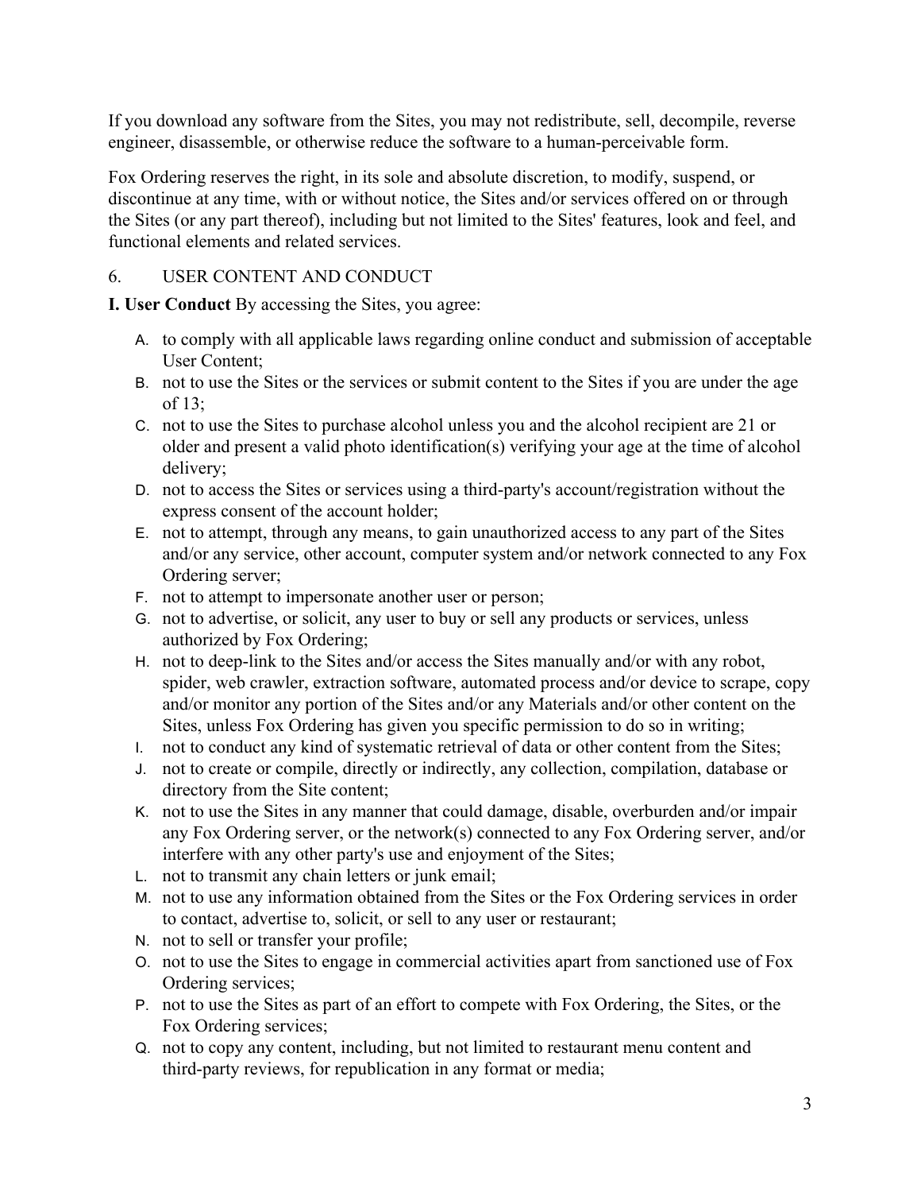If you download any software from the Sites, you may not redistribute, sell, decompile, reverse engineer, disassemble, or otherwise reduce the software to a human-perceivable form.

Fox Ordering reserves the right, in its sole and absolute discretion, to modify, suspend, or discontinue at any time, with or without notice, the Sites and/or services offered on or through the Sites (or any part thereof), including but not limited to the Sites' features, look and feel, and functional elements and related services.

## 6. USER CONTENT AND CONDUCT

**I. User Conduct** By accessing the Sites, you agree:

A. to comply with all applicable laws regarding online conduct and submission of acceptable User Content;
B. not to use the Sites or the services or submit content to the Sites if you are under the age of 13;
C. not to use the Sites to purchase alcohol unless you and the alcohol recipient are 21 or older and present a valid photo identification(s) verifying your age at the time of alcohol delivery;
D. not to access the Sites or services using a third-party's account/registration without the express consent of the account holder;
E. not to attempt, through any means, to gain unauthorized access to any part of the Sites and/or any service, other account, computer system and/or network connected to any Fox Ordering server;
F. not to attempt to impersonate another user or person;
G. not to advertise, or solicit, any user to buy or sell any products or services, unless authorized by Fox Ordering;
H. not to deep-link to the Sites and/or access the Sites manually and/or with any robot, spider, web crawler, extraction software, automated process and/or device to scrape, copy and/or monitor any portion of the Sites and/or any Materials and/or other content on the Sites, unless Fox Ordering has given you specific permission to do so in writing;
I. not to conduct any kind of systematic retrieval of data or other content from the Sites;
J. not to create or compile, directly or indirectly, any collection, compilation, database or directory from the Site content;
K. not to use the Sites in any manner that could damage, disable, overburden and/or impair any Fox Ordering server, or the network(s) connected to any Fox Ordering server, and/or interfere with any other party's use and enjoyment of the Sites;
L. not to transmit any chain letters or junk email;
M. not to use any information obtained from the Sites or the Fox Ordering services in order to contact, advertise to, solicit, or sell to any user or restaurant;
N. not to sell or transfer your profile;
O. not to use the Sites to engage in commercial activities apart from sanctioned use of Fox Ordering services;
P. not to use the Sites as part of an effort to compete with Fox Ordering, the Sites, or the Fox Ordering services;
Q. not to copy any content, including, but not limited to restaurant menu content and third-party reviews, for republication in any format or media;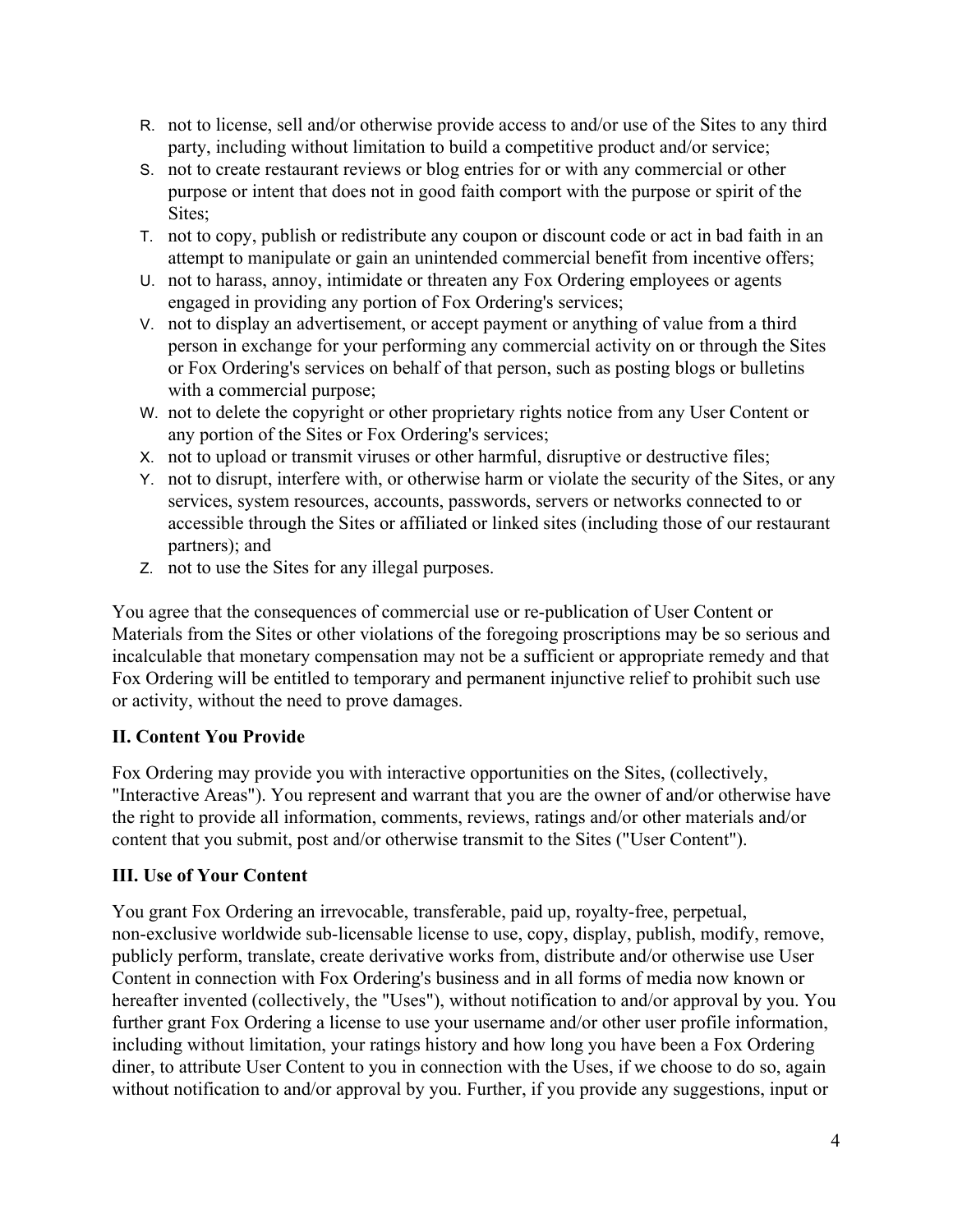R. not to license, sell and/or otherwise provide access to and/or use of the Sites to any third party, including without limitation to build a competitive product and/or service;
S. not to create restaurant reviews or blog entries for or with any commercial or other purpose or intent that does not in good faith comport with the purpose or spirit of the Sites;
T. not to copy, publish or redistribute any coupon or discount code or act in bad faith in an attempt to manipulate or gain an unintended commercial benefit from incentive offers;
U. not to harass, annoy, intimidate or threaten any Fox Ordering employees or agents engaged in providing any portion of Fox Ordering's services;
V. not to display an advertisement, or accept payment or anything of value from a third person in exchange for your performing any commercial activity on or through the Sites or Fox Ordering's services on behalf of that person, such as posting blogs or bulletins with a commercial purpose;
W. not to delete the copyright or other proprietary rights notice from any User Content or any portion of the Sites or Fox Ordering's services;
X. not to upload or transmit viruses or other harmful, disruptive or destructive files;
Y. not to disrupt, interfere with, or otherwise harm or violate the security of the Sites, or any services, system resources, accounts, passwords, servers or networks connected to or accessible through the Sites or affiliated or linked sites (including those of our restaurant partners); and
Z. not to use the Sites for any illegal purposes.

You agree that the consequences of commercial use or re-publication of User Content or Materials from the Sites or other violations of the foregoing proscriptions may be so serious and incalculable that monetary compensation may not be a sufficient or appropriate remedy and that Fox Ordering will be entitled to temporary and permanent injunctive relief to prohibit such use or activity, without the need to prove damages.

**II. Content You Provide**

Fox Ordering may provide you with interactive opportunities on the Sites, (collectively, "Interactive Areas"). You represent and warrant that you are the owner of and/or otherwise have the right to provide all information, comments, reviews, ratings and/or other materials and/or content that you submit, post and/or otherwise transmit to the Sites ("User Content").

**III. Use of Your Content**

You grant Fox Ordering an irrevocable, transferable, paid up, royalty-free, perpetual, non-exclusive worldwide sub-licensable license to use, copy, display, publish, modify, remove, publicly perform, translate, create derivative works from, distribute and/or otherwise use User Content in connection with Fox Ordering's business and in all forms of media now known or hereafter invented (collectively, the "Uses"), without notification to and/or approval by you. You further grant Fox Ordering a license to use your username and/or other user profile information, including without limitation, your ratings history and how long you have been a Fox Ordering diner, to attribute User Content to you in connection with the Uses, if we choose to do so, again without notification to and/or approval by you. Further, if you provide any suggestions, input or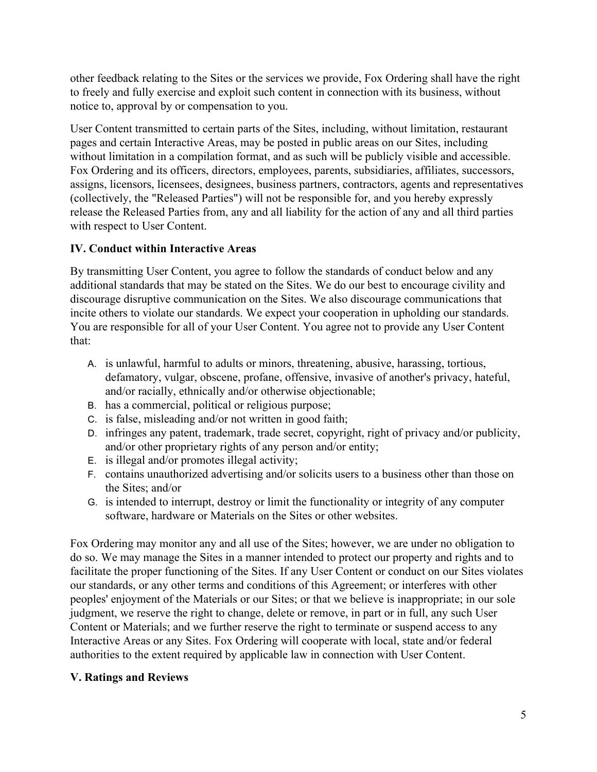other feedback relating to the Sites or the services we provide, Fox Ordering shall have the right to freely and fully exercise and exploit such content in connection with its business, without notice to, approval by or compensation to you.

User Content transmitted to certain parts of the Sites, including, without limitation, restaurant pages and certain Interactive Areas, may be posted in public areas on our Sites, including without limitation in a compilation format, and as such will be publicly visible and accessible. Fox Ordering and its officers, directors, employees, parents, subsidiaries, affiliates, successors, assigns, licensors, licensees, designees, business partners, contractors, agents and representatives (collectively, the "Released Parties") will not be responsible for, and you hereby expressly release the Released Parties from, any and all liability for the action of any and all third parties with respect to User Content.

## IV. Conduct within Interactive Areas

By transmitting User Content, you agree to follow the standards of conduct below and any additional standards that may be stated on the Sites. We do our best to encourage civility and discourage disruptive communication on the Sites. We also discourage communications that incite others to violate our standards. We expect your cooperation in upholding our standards. You are responsible for all of your User Content. You agree not to provide any User Content that:

A. is unlawful, harmful to adults or minors, threatening, abusive, harassing, tortious, defamatory, vulgar, obscene, profane, offensive, invasive of another's privacy, hateful, and/or racially, ethnically and/or otherwise objectionable;
B. has a commercial, political or religious purpose;
C. is false, misleading and/or not written in good faith;
D. infringes any patent, trademark, trade secret, copyright, right of privacy and/or publicity, and/or other proprietary rights of any person and/or entity;
E. is illegal and/or promotes illegal activity;
F. contains unauthorized advertising and/or solicits users to a business other than those on the Sites; and/or
G. is intended to interrupt, destroy or limit the functionality or integrity of any computer software, hardware or Materials on the Sites or other websites.

Fox Ordering may monitor any and all use of the Sites; however, we are under no obligation to do so. We may manage the Sites in a manner intended to protect our property and rights and to facilitate the proper functioning of the Sites. If any User Content or conduct on our Sites violates our standards, or any other terms and conditions of this Agreement; or interferes with other peoples' enjoyment of the Materials or our Sites; or that we believe is inappropriate; in our sole judgment, we reserve the right to change, delete or remove, in part or in full, any such User Content or Materials; and we further reserve the right to terminate or suspend access to any Interactive Areas or any Sites. Fox Ordering will cooperate with local, state and/or federal authorities to the extent required by applicable law in connection with User Content.

## V. Ratings and Reviews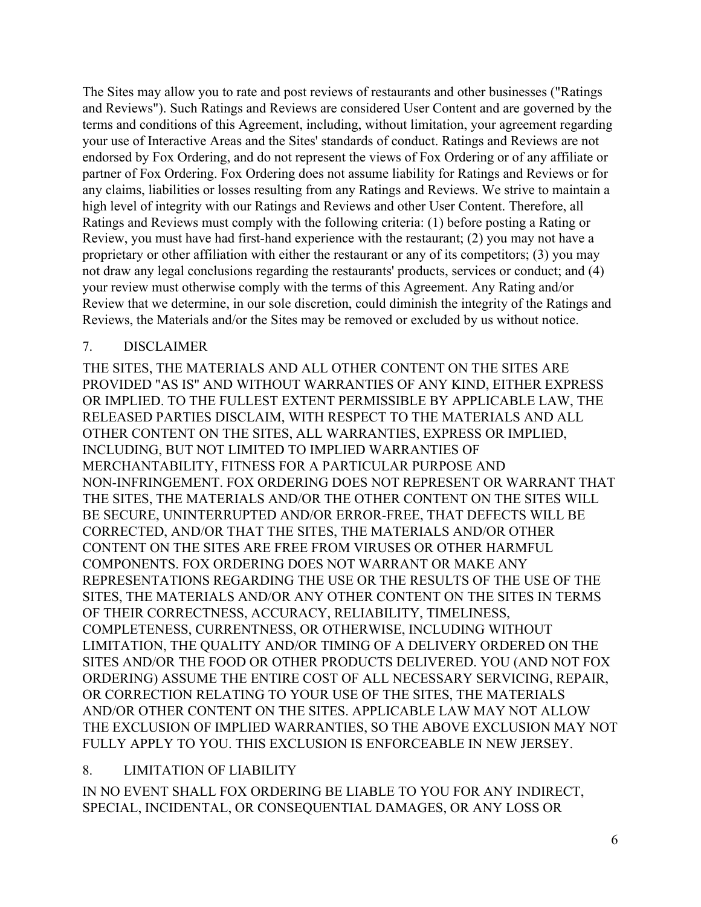The Sites may allow you to rate and post reviews of restaurants and other businesses ("Ratings and Reviews"). Such Ratings and Reviews are considered User Content and are governed by the terms and conditions of this Agreement, including, without limitation, your agreement regarding your use of Interactive Areas and the Sites' standards of conduct. Ratings and Reviews are not endorsed by Fox Ordering, and do not represent the views of Fox Ordering or of any affiliate or partner of Fox Ordering. Fox Ordering does not assume liability for Ratings and Reviews or for any claims, liabilities or losses resulting from any Ratings and Reviews. We strive to maintain a high level of integrity with our Ratings and Reviews and other User Content. Therefore, all Ratings and Reviews must comply with the following criteria: (1) before posting a Rating or Review, you must have had first-hand experience with the restaurant; (2) you may not have a proprietary or other affiliation with either the restaurant or any of its competitors; (3) you may not draw any legal conclusions regarding the restaurants' products, services or conduct; and (4) your review must otherwise comply with the terms of this Agreement. Any Rating and/or Review that we determine, in our sole discretion, could diminish the integrity of the Ratings and Reviews, the Materials and/or the Sites may be removed or excluded by us without notice.

## 7. DISCLAIMER

THE SITES, THE MATERIALS AND ALL OTHER CONTENT ON THE SITES ARE PROVIDED "AS IS" AND WITHOUT WARRANTIES OF ANY KIND, EITHER EXPRESS OR IMPLIED. TO THE FULLEST EXTENT PERMISSIBLE BY APPLICABLE LAW, THE RELEASED PARTIES DISCLAIM, WITH RESPECT TO THE MATERIALS AND ALL OTHER CONTENT ON THE SITES, ALL WARRANTIES, EXPRESS OR IMPLIED, INCLUDING, BUT NOT LIMITED TO IMPLIED WARRANTIES OF MERCHANTABILITY, FITNESS FOR A PARTICULAR PURPOSE AND NON-INFRINGEMENT. FOX ORDERING DOES NOT REPRESENT OR WARRANT THAT THE SITES, THE MATERIALS AND/OR THE OTHER CONTENT ON THE SITES WILL BE SECURE, UNINTERRUPTED AND/OR ERROR-FREE, THAT DEFECTS WILL BE CORRECTED, AND/OR THAT THE SITES, THE MATERIALS AND/OR OTHER CONTENT ON THE SITES ARE FREE FROM VIRUSES OR OTHER HARMFUL COMPONENTS. FOX ORDERING DOES NOT WARRANT OR MAKE ANY REPRESENTATIONS REGARDING THE USE OR THE RESULTS OF THE USE OF THE SITES, THE MATERIALS AND/OR ANY OTHER CONTENT ON THE SITES IN TERMS OF THEIR CORRECTNESS, ACCURACY, RELIABILITY, TIMELINESS, COMPLETENESS, CURRENTNESS, OR OTHERWISE, INCLUDING WITHOUT LIMITATION, THE QUALITY AND/OR TIMING OF A DELIVERY ORDERED ON THE SITES AND/OR THE FOOD OR OTHER PRODUCTS DELIVERED. YOU (AND NOT FOX ORDERING) ASSUME THE ENTIRE COST OF ALL NECESSARY SERVICING, REPAIR, OR CORRECTION RELATING TO YOUR USE OF THE SITES, THE MATERIALS AND/OR OTHER CONTENT ON THE SITES. APPLICABLE LAW MAY NOT ALLOW THE EXCLUSION OF IMPLIED WARRANTIES, SO THE ABOVE EXCLUSION MAY NOT FULLY APPLY TO YOU. THIS EXCLUSION IS ENFORCEABLE IN NEW JERSEY.

## 8. LIMITATION OF LIABILITY

IN NO EVENT SHALL FOX ORDERING BE LIABLE TO YOU FOR ANY INDIRECT, SPECIAL, INCIDENTAL, OR CONSEQUENTIAL DAMAGES, OR ANY LOSS OR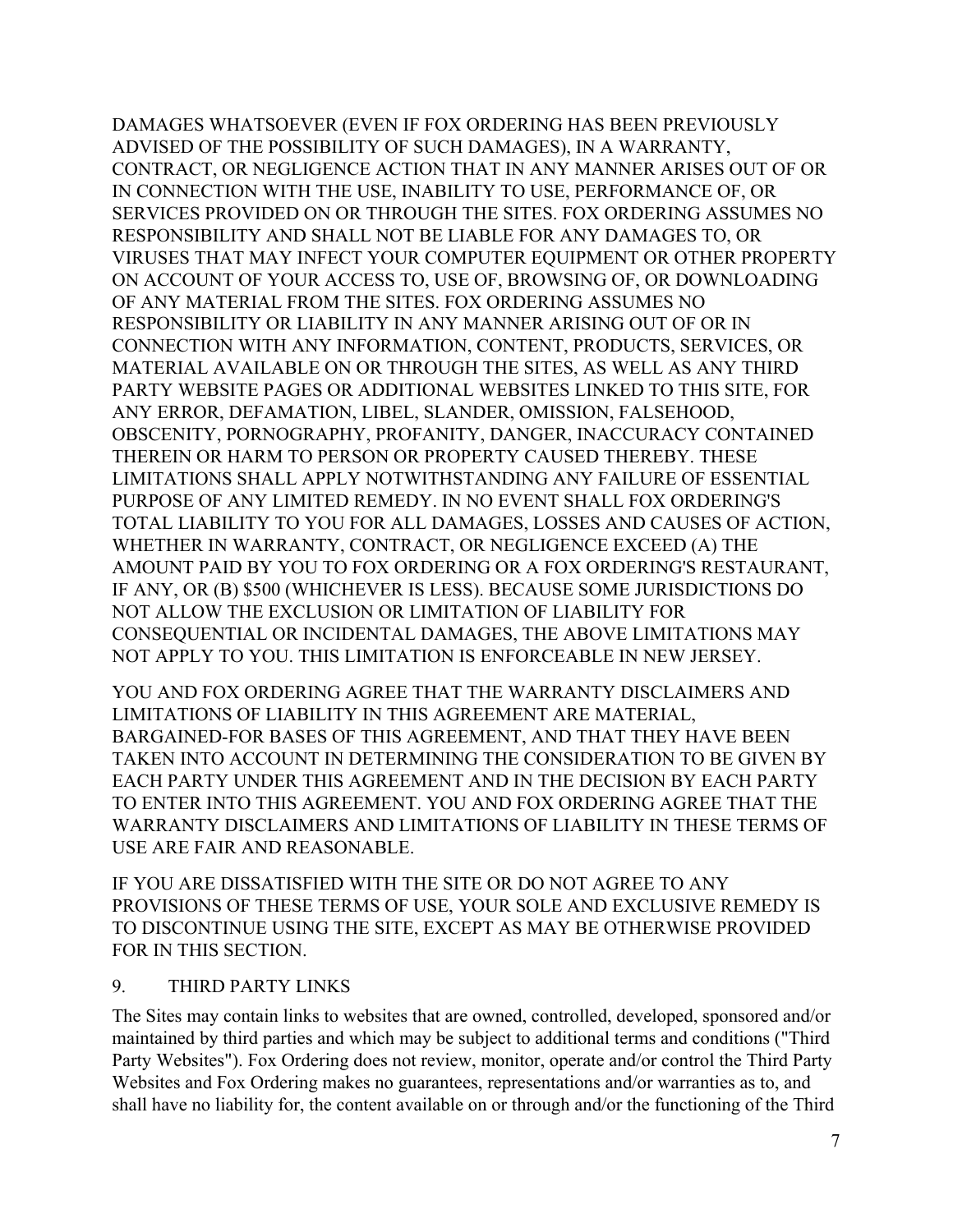DAMAGES WHATSOEVER (EVEN IF FOX ORDERING HAS BEEN PREVIOUSLY ADVISED OF THE POSSIBILITY OF SUCH DAMAGES), IN A WARRANTY, CONTRACT, OR NEGLIGENCE ACTION THAT IN ANY MANNER ARISES OUT OF OR IN CONNECTION WITH THE USE, INABILITY TO USE, PERFORMANCE OF, OR SERVICES PROVIDED ON OR THROUGH THE SITES. FOX ORDERING ASSUMES NO RESPONSIBILITY AND SHALL NOT BE LIABLE FOR ANY DAMAGES TO, OR VIRUSES THAT MAY INFECT YOUR COMPUTER EQUIPMENT OR OTHER PROPERTY ON ACCOUNT OF YOUR ACCESS TO, USE OF, BROWSING OF, OR DOWNLOADING OF ANY MATERIAL FROM THE SITES. FOX ORDERING ASSUMES NO RESPONSIBILITY OR LIABILITY IN ANY MANNER ARISING OUT OF OR IN CONNECTION WITH ANY INFORMATION, CONTENT, PRODUCTS, SERVICES, OR MATERIAL AVAILABLE ON OR THROUGH THE SITES, AS WELL AS ANY THIRD PARTY WEBSITE PAGES OR ADDITIONAL WEBSITES LINKED TO THIS SITE, FOR ANY ERROR, DEFAMATION, LIBEL, SLANDER, OMISSION, FALSEHOOD, OBSCENITY, PORNOGRAPHY, PROFANITY, DANGER, INACCURACY CONTAINED THEREIN OR HARM TO PERSON OR PROPERTY CAUSED THEREBY. THESE LIMITATIONS SHALL APPLY NOTWITHSTANDING ANY FAILURE OF ESSENTIAL PURPOSE OF ANY LIMITED REMEDY. IN NO EVENT SHALL FOX ORDERING'S TOTAL LIABILITY TO YOU FOR ALL DAMAGES, LOSSES AND CAUSES OF ACTION, WHETHER IN WARRANTY, CONTRACT, OR NEGLIGENCE EXCEED (A) THE AMOUNT PAID BY YOU TO FOX ORDERING OR A FOX ORDERING'S RESTAURANT, IF ANY, OR (B) $500 (WHICHEVER IS LESS). BECAUSE SOME JURISDICTIONS DO NOT ALLOW THE EXCLUSION OR LIMITATION OF LIABILITY FOR CONSEQUENTIAL OR INCIDENTAL DAMAGES, THE ABOVE LIMITATIONS MAY NOT APPLY TO YOU. THIS LIMITATION IS ENFORCEABLE IN NEW JERSEY.

YOU AND FOX ORDERING AGREE THAT THE WARRANTY DISCLAIMERS AND LIMITATIONS OF LIABILITY IN THIS AGREEMENT ARE MATERIAL, BARGAINED-FOR BASES OF THIS AGREEMENT, AND THAT THEY HAVE BEEN TAKEN INTO ACCOUNT IN DETERMINING THE CONSIDERATION TO BE GIVEN BY EACH PARTY UNDER THIS AGREEMENT AND IN THE DECISION BY EACH PARTY TO ENTER INTO THIS AGREEMENT. YOU AND FOX ORDERING AGREE THAT THE WARRANTY DISCLAIMERS AND LIMITATIONS OF LIABILITY IN THESE TERMS OF USE ARE FAIR AND REASONABLE.

IF YOU ARE DISSATISFIED WITH THE SITE OR DO NOT AGREE TO ANY PROVISIONS OF THESE TERMS OF USE, YOUR SOLE AND EXCLUSIVE REMEDY IS TO DISCONTINUE USING THE SITE, EXCEPT AS MAY BE OTHERWISE PROVIDED FOR IN THIS SECTION.

## 9. THIRD PARTY LINKS

The Sites may contain links to websites that are owned, controlled, developed, sponsored and/or maintained by third parties and which may be subject to additional terms and conditions ("Third Party Websites"). Fox Ordering does not review, monitor, operate and/or control the Third Party Websites and Fox Ordering makes no guarantees, representations and/or warranties as to, and shall have no liability for, the content available on or through and/or the functioning of the Third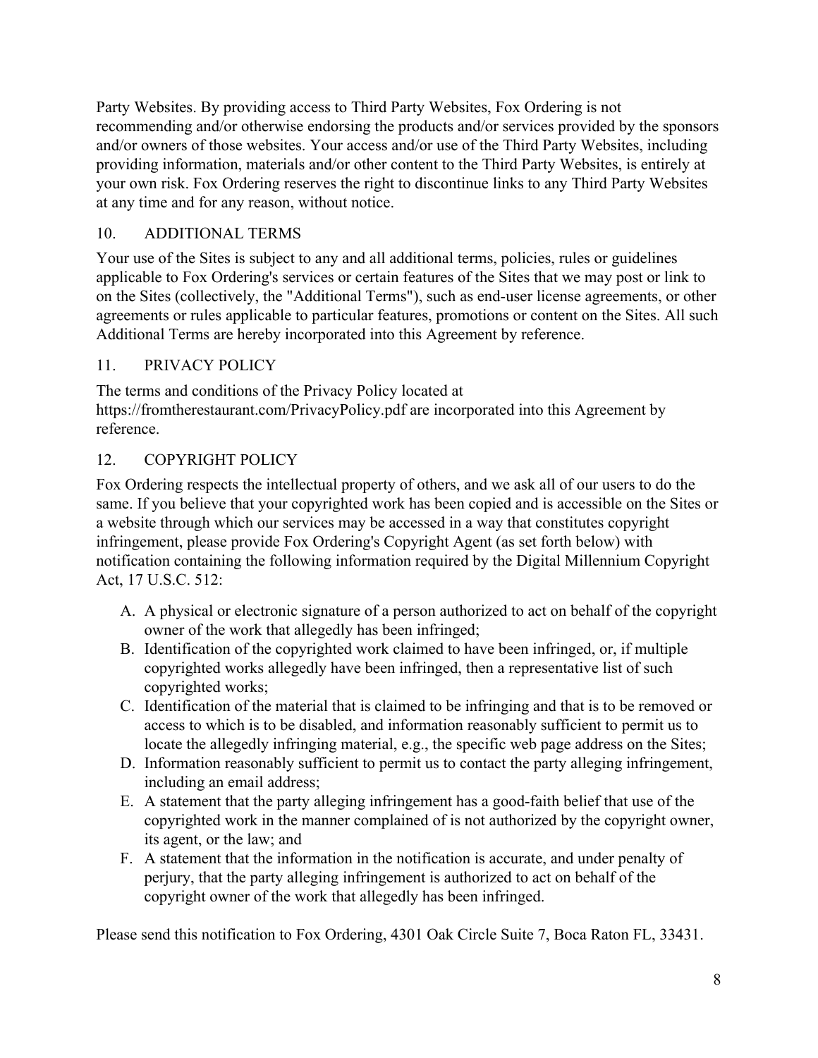Party Websites. By providing access to Third Party Websites, Fox Ordering is not recommending and/or otherwise endorsing the products and/or services provided by the sponsors and/or owners of those websites. Your access and/or use of the Third Party Websites, including providing information, materials and/or other content to the Third Party Websites, is entirely at your own risk. Fox Ordering reserves the right to discontinue links to any Third Party Websites at any time and for any reason, without notice.

## 10. ADDITIONAL TERMS

Your use of the Sites is subject to any and all additional terms, policies, rules or guidelines applicable to Fox Ordering's services or certain features of the Sites that we may post or link to on the Sites (collectively, the "Additional Terms"), such as end-user license agreements, or other agreements or rules applicable to particular features, promotions or content on the Sites. All such Additional Terms are hereby incorporated into this Agreement by reference.

## 11. PRIVACY POLICY

The terms and conditions of the Privacy Policy located at https://fromtherestaurant.com/PrivacyPolicy.pdf are incorporated into this Agreement by reference.

## 12. COPYRIGHT POLICY

Fox Ordering respects the intellectual property of others, and we ask all of our users to do the same. If you believe that your copyrighted work has been copied and is accessible on the Sites or a website through which our services may be accessed in a way that constitutes copyright infringement, please provide Fox Ordering's Copyright Agent (as set forth below) with notification containing the following information required by the Digital Millennium Copyright Act, 17 U.S.C. 512:

A. A physical or electronic signature of a person authorized to act on behalf of the copyright owner of the work that allegedly has been infringed;
B. Identification of the copyrighted work claimed to have been infringed, or, if multiple copyrighted works allegedly have been infringed, then a representative list of such copyrighted works;
C. Identification of the material that is claimed to be infringing and that is to be removed or access to which is to be disabled, and information reasonably sufficient to permit us to locate the allegedly infringing material, e.g., the specific web page address on the Sites;
D. Information reasonably sufficient to permit us to contact the party alleging infringement, including an email address;
E. A statement that the party alleging infringement has a good-faith belief that use of the copyrighted work in the manner complained of is not authorized by the copyright owner, its agent, or the law; and
F. A statement that the information in the notification is accurate, and under penalty of perjury, that the party alleging infringement is authorized to act on behalf of the copyright owner of the work that allegedly has been infringed.

Please send this notification to Fox Ordering, 4301 Oak Circle Suite 7, Boca Raton FL, 33431.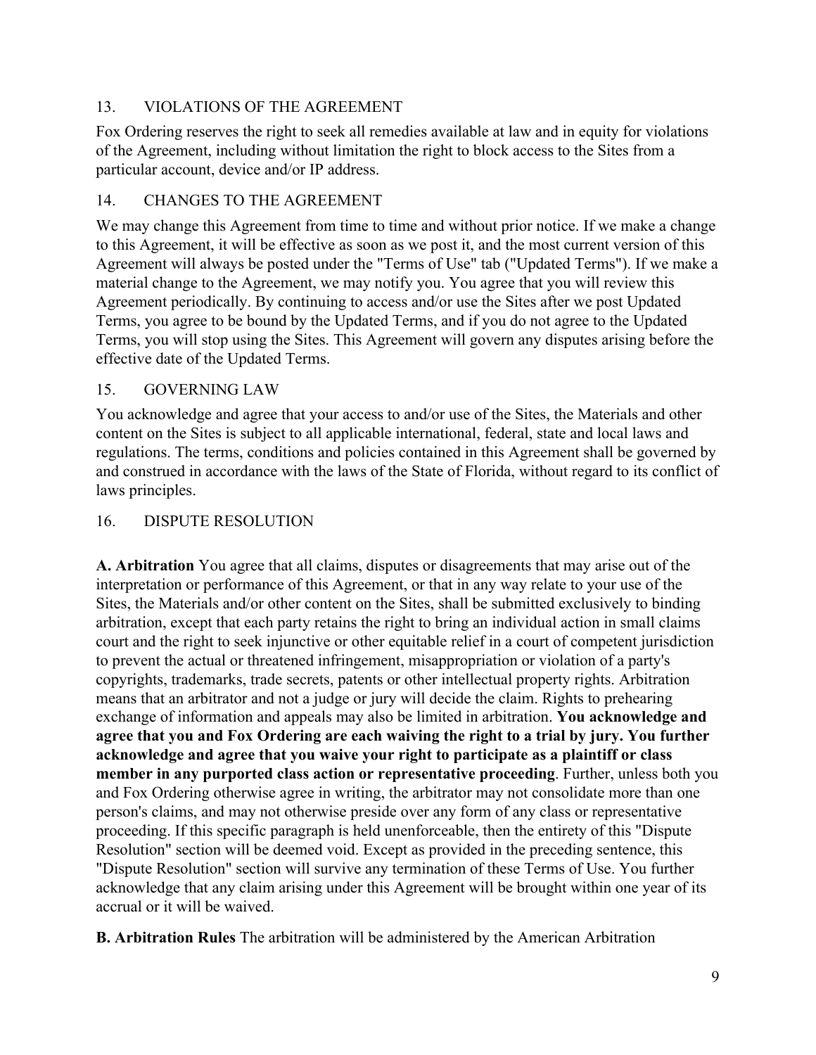## 13. VIOLATIONS OF THE AGREEMENT

Fox Ordering reserves the right to seek all remedies available at law and in equity for violations of the Agreement, including without limitation the right to block access to the Sites from a particular account, device and/or IP address.

## 14. CHANGES TO THE AGREEMENT

We may change this Agreement from time to time and without prior notice. If we make a change to this Agreement, it will be effective as soon as we post it, and the most current version of this Agreement will always be posted under the "Terms of Use" tab ("Updated Terms"). If we make a material change to the Agreement, we may notify you. You agree that you will review this Agreement periodically. By continuing to access and/or use the Sites after we post Updated Terms, you agree to be bound by the Updated Terms, and if you do not agree to the Updated Terms, you will stop using the Sites. This Agreement will govern any disputes arising before the effective date of the Updated Terms.

## 15. GOVERNING LAW

You acknowledge and agree that your access to and/or use of the Sites, the Materials and other content on the Sites is subject to all applicable international, federal, state and local laws and regulations. The terms, conditions and policies contained in this Agreement shall be governed by and construed in accordance with the laws of the State of Florida, without regard to its conflict of laws principles.

## 16. DISPUTE RESOLUTION

**A. Arbitration** You agree that all claims, disputes or disagreements that may arise out of the interpretation or performance of this Agreement, or that in any way relate to your use of the Sites, the Materials and/or other content on the Sites, shall be submitted exclusively to binding arbitration, except that each party retains the right to bring an individual action in small claims court and the right to seek injunctive or other equitable relief in a court of competent jurisdiction to prevent the actual or threatened infringement, misappropriation or violation of a party's copyrights, trademarks, trade secrets, patents or other intellectual property rights. Arbitration means that an arbitrator and not a judge or jury will decide the claim. Rights to prehearing exchange of information and appeals may also be limited in arbitration. **You acknowledge and agree that you and Fox Ordering are each waiving the right to a trial by jury. You further acknowledge and agree that you waive your right to participate as a plaintiff or class member in any purported class action or representative proceeding**. Further, unless both you and Fox Ordering otherwise agree in writing, the arbitrator may not consolidate more than one person's claims, and may not otherwise preside over any form of any class or representative proceeding. If this specific paragraph is held unenforceable, then the entirety of this "Dispute Resolution" section will be deemed void. Except as provided in the preceding sentence, this "Dispute Resolution" section will survive any termination of these Terms of Use. You further acknowledge that any claim arising under this Agreement will be brought within one year of its accrual or it will be waived.

**B. Arbitration Rules** The arbitration will be administered by the American Arbitration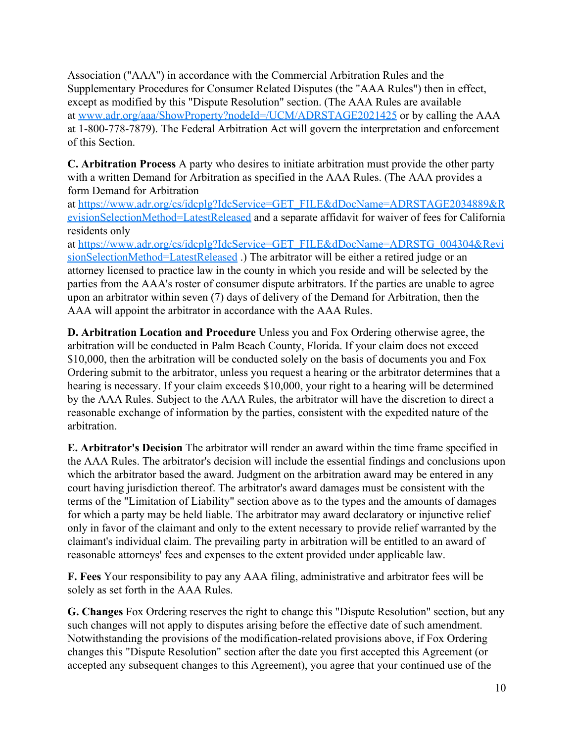Association ("AAA") in accordance with the Commercial Arbitration Rules and the Supplementary Procedures for Consumer Related Disputes (the "AAA Rules") then in effect, except as modified by this "Dispute Resolution" section. (The AAA Rules are available at [www.adr.org/aaa/ShowProperty?nodeId=/UCM/ADRSTAGE2021425](www.adr.org/aaa/ShowProperty?nodeId=/UCM/ADRSTAGE2021425) or by calling the AAA at 1-800-778-7879). The Federal Arbitration Act will govern the interpretation and enforcement of this Section.

**C. Arbitration Process** A party who desires to initiate arbitration must provide the other party with a written Demand for Arbitration as specified in the AAA Rules. (The AAA provides a form Demand for Arbitration at [https://www.adr.org/cs/idcplg?IdcService=GET_FILE&dDocName=ADRSTAGE2034889&RevisionSelectionMethod=LatestReleased](https://www.adr.org/cs/idcplg?IdcService=GET_FILE&dDocName=ADRSTAGE2034889&RevisionSelectionMethod=LatestReleased) and a separate affidavit for waiver of fees for California residents only at [https://www.adr.org/cs/idcplg?IdcService=GET_FILE&dDocName=ADRSTG_004304&RevisionSelectionMethod=LatestReleased](https://www.adr.org/cs/idcplg?IdcService=GET_FILE&dDocName=ADRSTG_004304&RevisionSelectionMethod=LatestReleased) .) The arbitrator will be either a retired judge or an attorney licensed to practice law in the county in which you reside and will be selected by the parties from the AAA's roster of consumer dispute arbitrators. If the parties are unable to agree upon an arbitrator within seven (7) days of delivery of the Demand for Arbitration, then the AAA will appoint the arbitrator in accordance with the AAA Rules.

**D. Arbitration Location and Procedure** Unless you and Fox Ordering otherwise agree, the arbitration will be conducted in Palm Beach County, Florida. If your claim does not exceed $10,000, then the arbitration will be conducted solely on the basis of documents you and Fox Ordering submit to the arbitrator, unless you request a hearing or the arbitrator determines that a hearing is necessary. If your claim exceeds $10,000, your right to a hearing will be determined by the AAA Rules. Subject to the AAA Rules, the arbitrator will have the discretion to direct a reasonable exchange of information by the parties, consistent with the expedited nature of the arbitration.

**E. Arbitrator's Decision** The arbitrator will render an award within the time frame specified in the AAA Rules. The arbitrator's decision will include the essential findings and conclusions upon which the arbitrator based the award. Judgment on the arbitration award may be entered in any court having jurisdiction thereof. The arbitrator's award damages must be consistent with the terms of the "Limitation of Liability" section above as to the types and the amounts of damages for which a party may be held liable. The arbitrator may award declaratory or injunctive relief only in favor of the claimant and only to the extent necessary to provide relief warranted by the claimant's individual claim. The prevailing party in arbitration will be entitled to an award of reasonable attorneys' fees and expenses to the extent provided under applicable law.

**F. Fees** Your responsibility to pay any AAA filing, administrative and arbitrator fees will be solely as set forth in the AAA Rules.

**G. Changes** Fox Ordering reserves the right to change this "Dispute Resolution" section, but any such changes will not apply to disputes arising before the effective date of such amendment. Notwithstanding the provisions of the modification-related provisions above, if Fox Ordering changes this "Dispute Resolution" section after the date you first accepted this Agreement (or accepted any subsequent changes to this Agreement), you agree that your continued use of the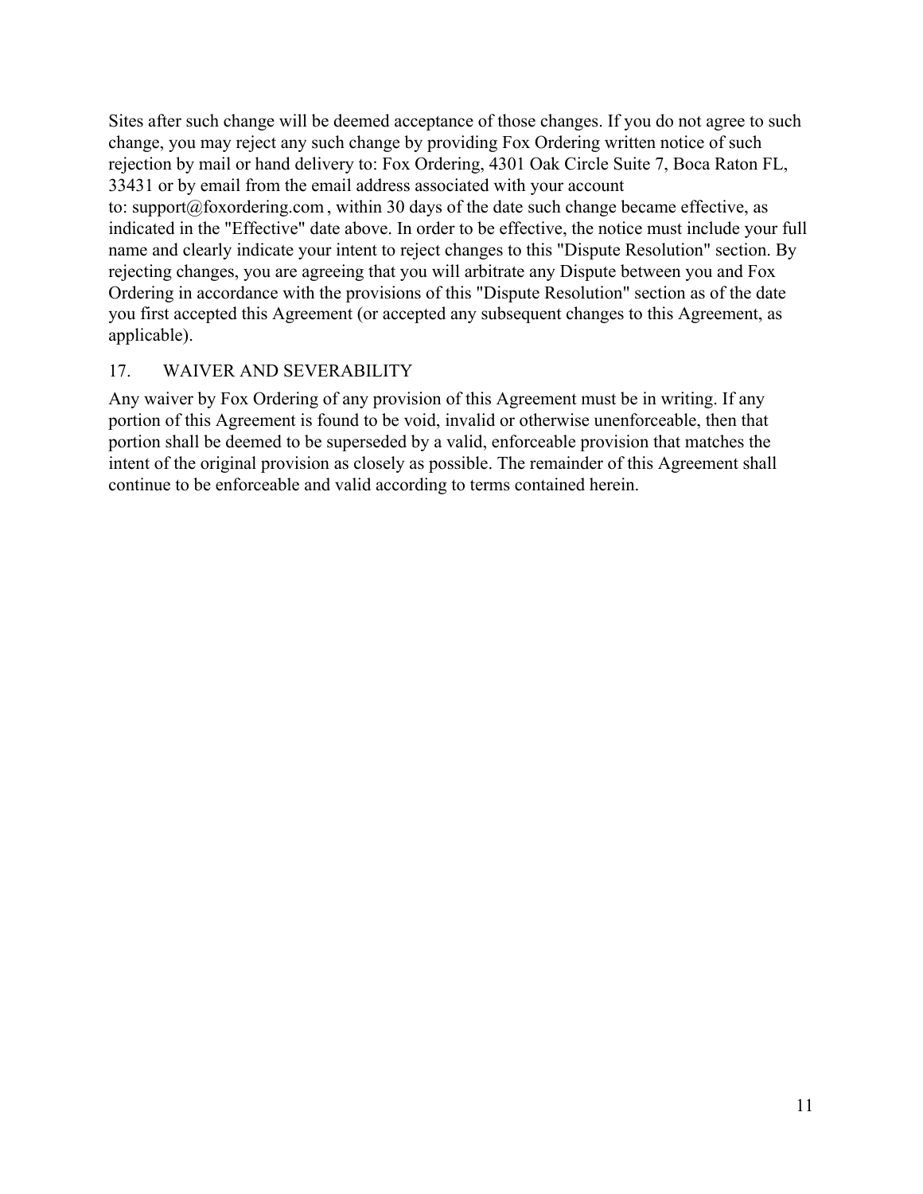Sites after such change will be deemed acceptance of those changes. If you do not agree to such change, you may reject any such change by providing Fox Ordering written notice of such rejection by mail or hand delivery to: Fox Ordering, 4301 Oak Circle Suite 7, Boca Raton FL, 33431 or by email from the email address associated with your account to: support@foxordering.com , within 30 days of the date such change became effective, as indicated in the "Effective" date above. In order to be effective, the notice must include your full name and clearly indicate your intent to reject changes to this "Dispute Resolution" section. By rejecting changes, you are agreeing that you will arbitrate any Dispute between you and Fox Ordering in accordance with the provisions of this "Dispute Resolution" section as of the date you first accepted this Agreement (or accepted any subsequent changes to this Agreement, as applicable).

## 17. WAIVER AND SEVERABILITY

Any waiver by Fox Ordering of any provision of this Agreement must be in writing. If any portion of this Agreement is found to be void, invalid or otherwise unenforceable, then that portion shall be deemed to be superseded by a valid, enforceable provision that matches the intent of the original provision as closely as possible. The remainder of this Agreement shall continue to be enforceable and valid according to terms contained herein.